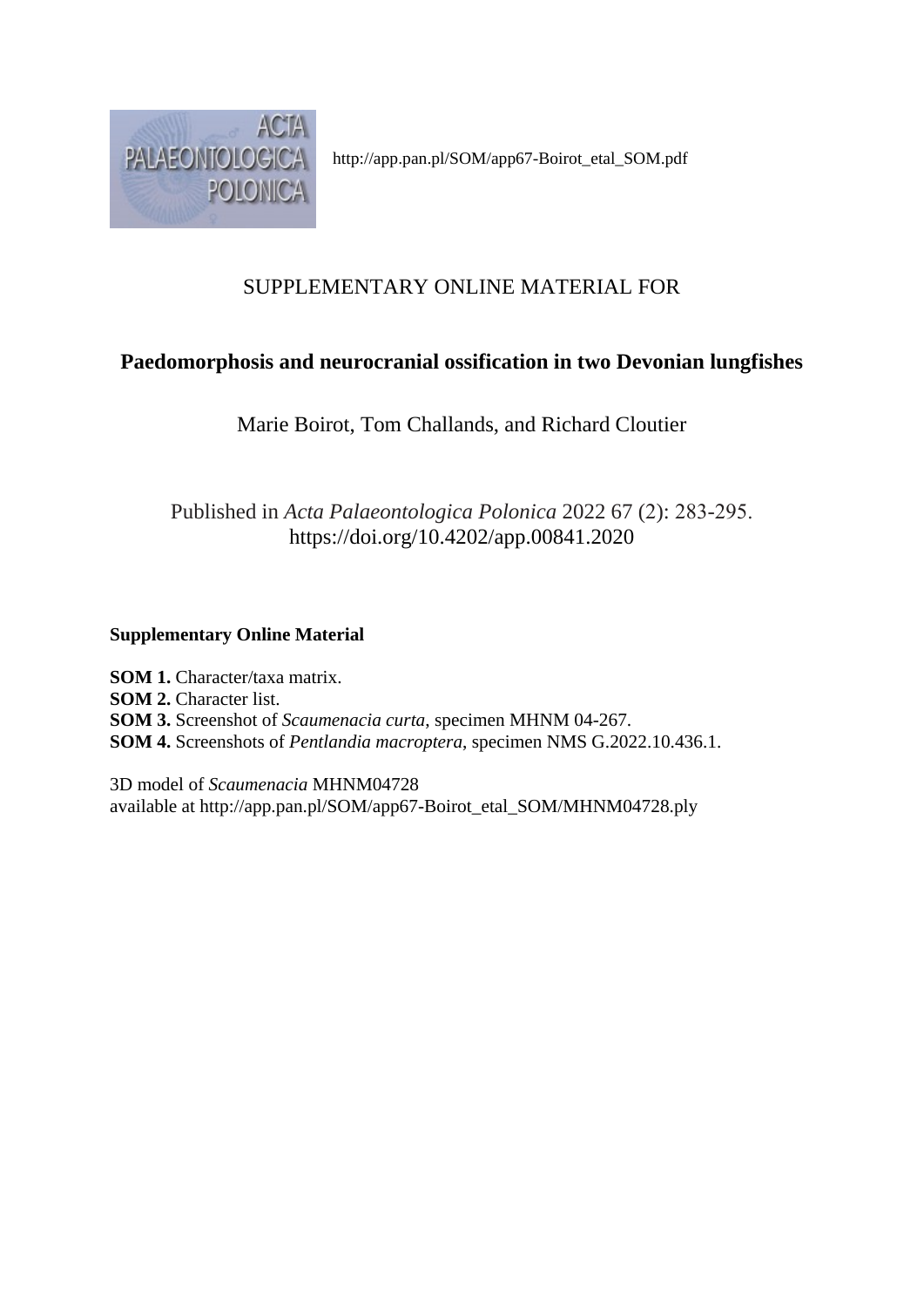http://app.pan.pl/SOM/app67-Boirot_etal_SOM.pdf

# SUPPLEMENTARY ONLINE MATERIAL FOR

## Paedomorphosis and neurocranial ossification in two Devonian lungfishes

Marie Boirot, Tom Challands, and Richard Cloutier

Published in *Acta Palaeontologica Polonica* 2022 67 (2): 283-295.
https://doi.org/10.4202/app.00841.2020

**Supplementary Online Material**

**SOM 1.** Character/taxa matrix.
**SOM 2.** Character list.
**SOM 3.** Screenshot of *Scaumenacia curta*, specimen MHNM 04-267.
**SOM 4.** Screenshots of *Pentlandia macroptera*, specimen NMS G.2022.10.436.1.

3D model of *Scaumenacia* MHNM04728
available at http://app.pan.pl/SOM/app67-Boirot_etal_SOM/MHNM04728.ply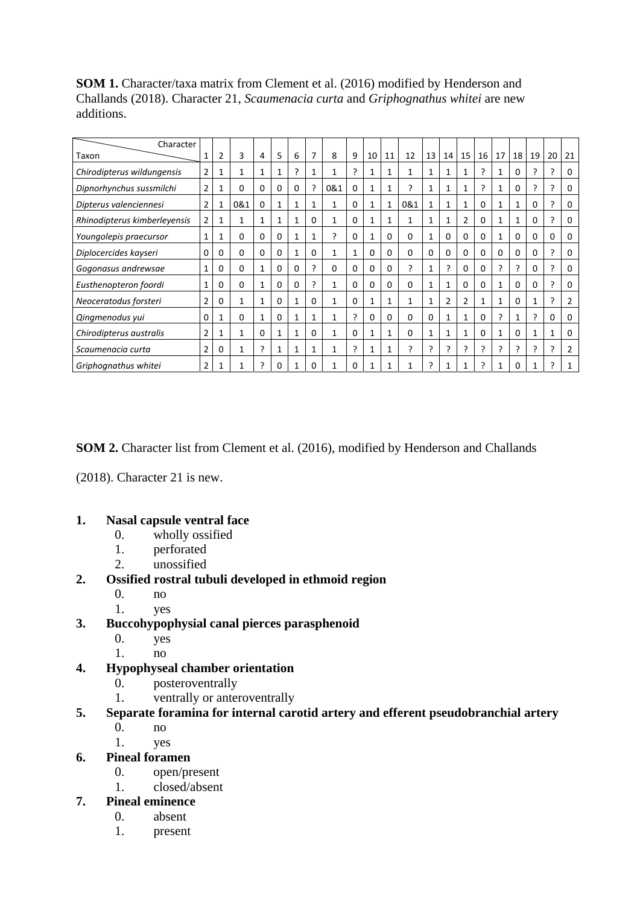**SOM 1.** Character/taxa matrix from Clement et al. (2016) modified by Henderson and Challands (2018). Character 21, *Scaumenacia curta* and *Griphognathus whitei* are new additions.

| Taxon \ Character | 1 | 2 | 3 | 4 | 5 | 6 | 7 | 8 | 9 | 10 | 11 | 12 | 13 | 14 | 15 | 16 | 17 | 18 | 19 | 20 | 21 |
|---|---|---|---|---|---|---|---|---|---|---|---|---|---|---|---|---|---|---|---|---|---|
| *Chirodipterus wildungensis* | 2 | 1 | 1 | 1 | 1 | ? | 1 | 1 | ? | 1 | 1 | 1 | 1 | 1 | 1 | ? | 1 | 0 | ? | ? | 0 |
| *Dipnorhynchus sussmilchi* | 2 | 1 | 0 | 0 | 0 | 0 | ? | 0&1 | 0 | 1 | 1 | ? | 1 | 1 | 1 | ? | 1 | 0 | ? | ? | 0 |
| *Dipterus valenciennesi* | 2 | 1 | 0&1 | 0 | 1 | 1 | 1 | 1 | 0 | 1 | 1 | 0&1 | 1 | 1 | 1 | 0 | 1 | 1 | 0 | ? | 0 |
| *Rhinodipterus kimberleyensis* | 2 | 1 | 1 | 1 | 1 | 1 | 0 | 1 | 0 | 1 | 1 | 1 | 1 | 1 | 2 | 0 | 1 | 1 | 0 | ? | 0 |
| *Youngolepis praecursor* | 1 | 1 | 0 | 0 | 0 | 1 | 1 | ? | 0 | 1 | 0 | 0 | 1 | 0 | 0 | 0 | 1 | 0 | 0 | 0 | 0 |
| *Diplocercides kayseri* | 0 | 0 | 0 | 0 | 0 | 1 | 0 | 1 | 1 | 0 | 0 | 0 | 0 | 0 | 0 | 0 | 0 | 0 | 0 | ? | 0 |
| *Gogonasus andrewsae* | 1 | 0 | 0 | 1 | 0 | 0 | ? | 0 | 0 | 0 | 0 | ? | 1 | ? | 0 | 0 | ? | ? | 0 | ? | 0 |
| *Eusthenopteron foordi* | 1 | 0 | 0 | 1 | 0 | 0 | ? | 1 | 0 | 0 | 0 | 0 | 1 | 1 | 0 | 0 | 1 | 0 | 0 | ? | 0 |
| *Neoceratodus forsteri* | 2 | 0 | 1 | 1 | 0 | 1 | 0 | 1 | 0 | 1 | 1 | 1 | 1 | 2 | 2 | 1 | 1 | 0 | 1 | ? | 2 |
| *Qingmenodus yui* | 0 | 1 | 0 | 1 | 0 | 1 | 1 | 1 | ? | 0 | 0 | 0 | 0 | 1 | 1 | 0 | ? | 1 | ? | 0 | 0 |
| *Chirodipterus australis* | 2 | 1 | 1 | 0 | 1 | 1 | 0 | 1 | 0 | 1 | 1 | 0 | 1 | 1 | 1 | 0 | 1 | 0 | 1 | 1 | 0 |
| *Scaumenacia curta* | 2 | 0 | 1 | ? | 1 | 1 | 1 | 1 | ? | 1 | 1 | ? | ? | ? | ? | ? | ? | ? | ? | ? | 2 |
| *Griphognathus whitei* | 2 | 1 | 1 | ? | 0 | 1 | 0 | 1 | 0 | 1 | 1 | 1 | ? | 1 | 1 | ? | 1 | 0 | 1 | ? | 1 |

**SOM 2.** Character list from Clement et al. (2016), modified by Henderson and Challands (2018). Character 21 is new.

1. **Nasal capsule ventral face**
   0. wholly ossified
   1. perforated
   2. unossified
2. **Ossified rostral tubuli developed in ethmoid region**
   0. no
   1. yes
3. **Buccohypophysial canal pierces parasphenoid**
   0. yes
   1. no
4. **Hypophyseal chamber orientation**
   0. posteroventrally
   1. ventrally or anteroventrally
5. **Separate foramina for internal carotid artery and efferent pseudobranchial artery**
   0. no
   1. yes
6. **Pineal foramen**
   0. open/present
   1. closed/absent
7. **Pineal eminence**
   0. absent
   1. present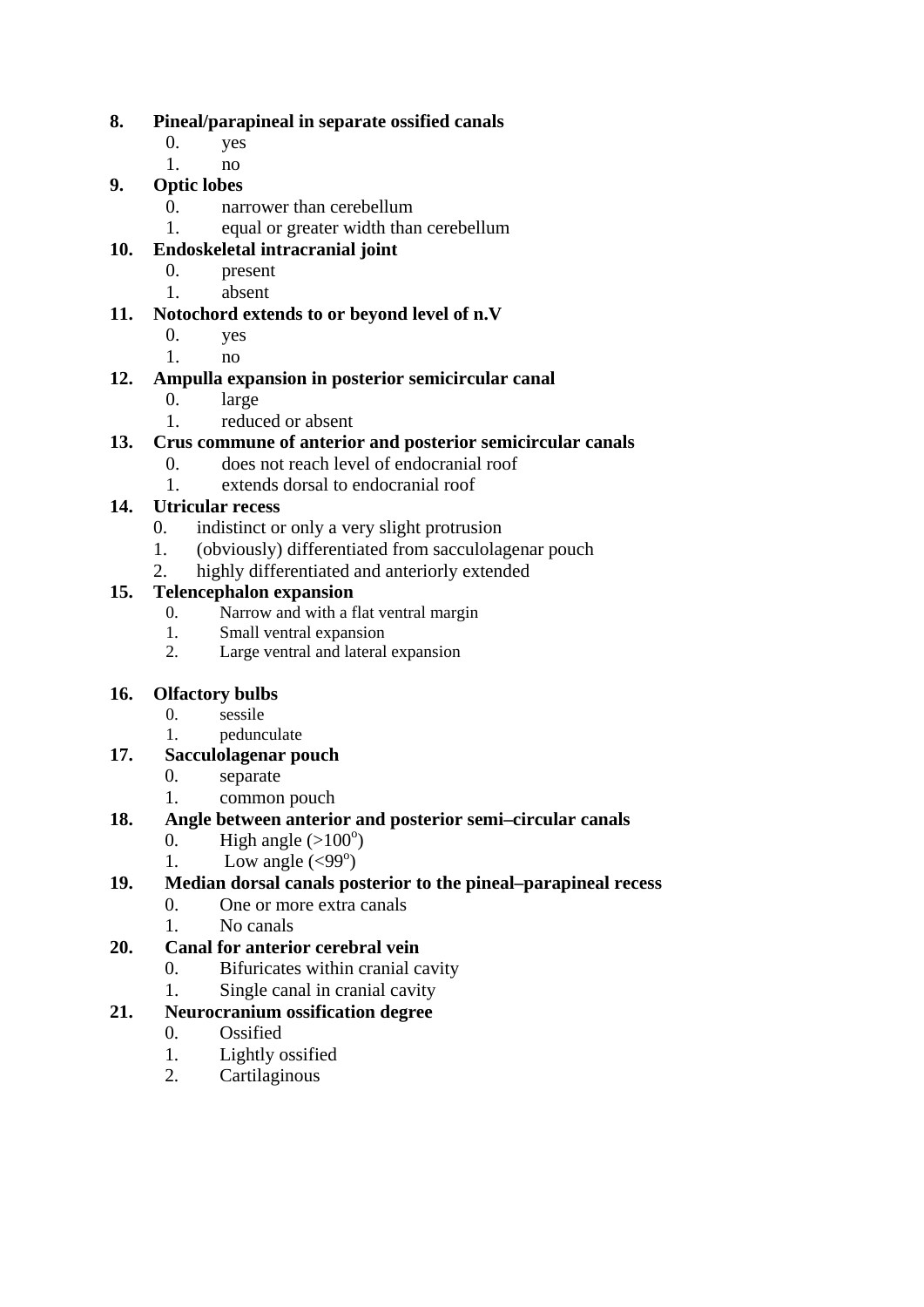**8. Pineal/parapineal in separate ossified canals**

0. yes
1. no

**9. Optic lobes**

0. narrower than cerebellum
1. equal or greater width than cerebellum

**10. Endoskeletal intracranial joint**

0. present
1. absent

**11. Notochord extends to or beyond level of n.V**

0. yes
1. no

**12. Ampulla expansion in posterior semicircular canal**

0. large
1. reduced or absent

**13. Crus commune of anterior and posterior semicircular canals**

0. does not reach level of endocranial roof
1. extends dorsal to endocranial roof

**14. Utricular recess**

0. indistinct or only a very slight protrusion
1. (obviously) differentiated from sacculolagenar pouch
2. highly differentiated and anteriorly extended

**15. Telencephalon expansion**

0. Narrow and with a flat ventral margin
1. Small ventral expansion
2. Large ventral and lateral expansion

**16. Olfactory bulbs**

0. sessile
1. pedunculate

**17. Sacculolagenar pouch**

0. separate
1. common pouch

**18. Angle between anterior and posterior semi–circular canals**

0. High angle (>100$^{o}$)
1. Low angle (<99$^{o}$)

**19. Median dorsal canals posterior to the pineal–parapineal recess**

0. One or more extra canals
1. No canals

**20. Canal for anterior cerebral vein**

0. Bifurcates within cranial cavity
1. Single canal in cranial cavity

**21. Neurocranium ossification degree**

0. Ossified
1. Lightly ossified
2. Cartilaginous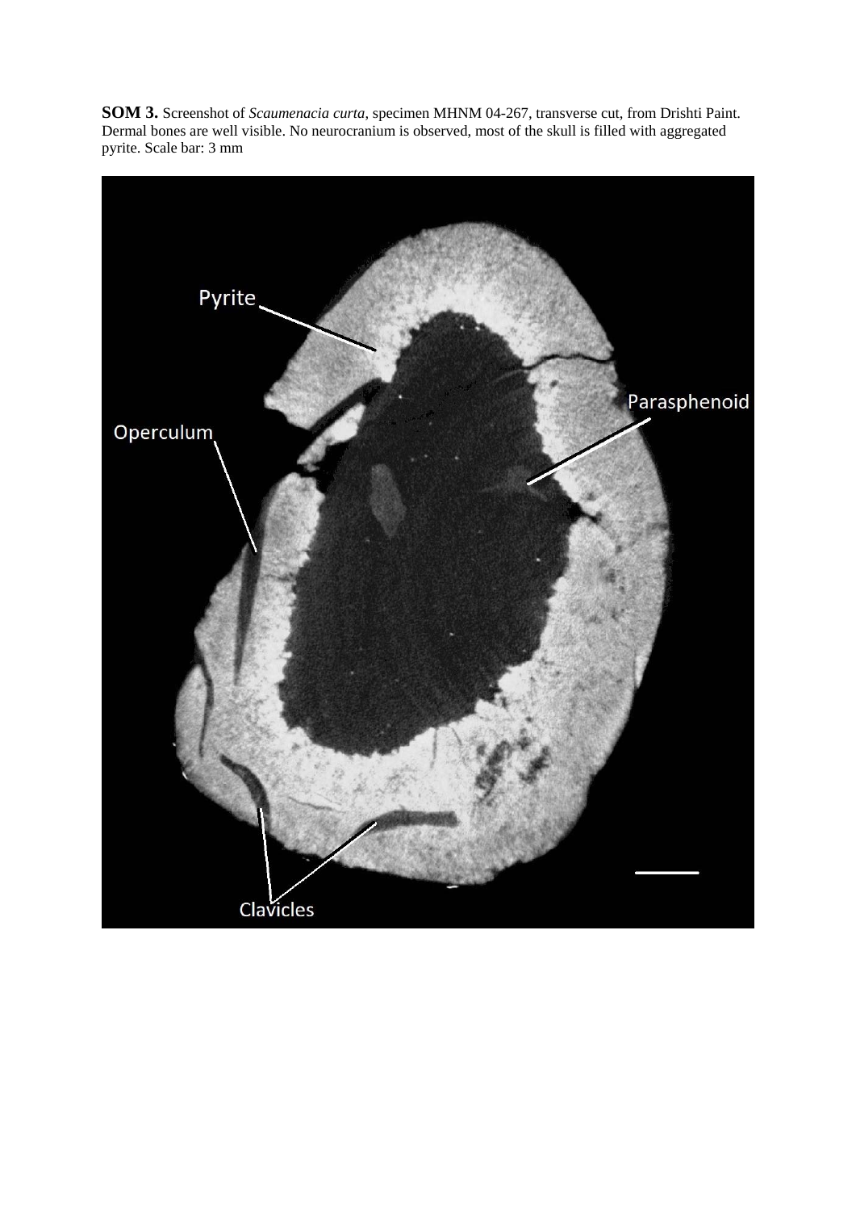**SOM 3.** Screenshot of *Scaumenacia curta*, specimen MHNM 04-267, transverse cut, from Drishti Paint. Dermal bones are well visible. No neurocranium is observed, most of the skull is filled with aggregated pyrite. Scale bar: 3 mm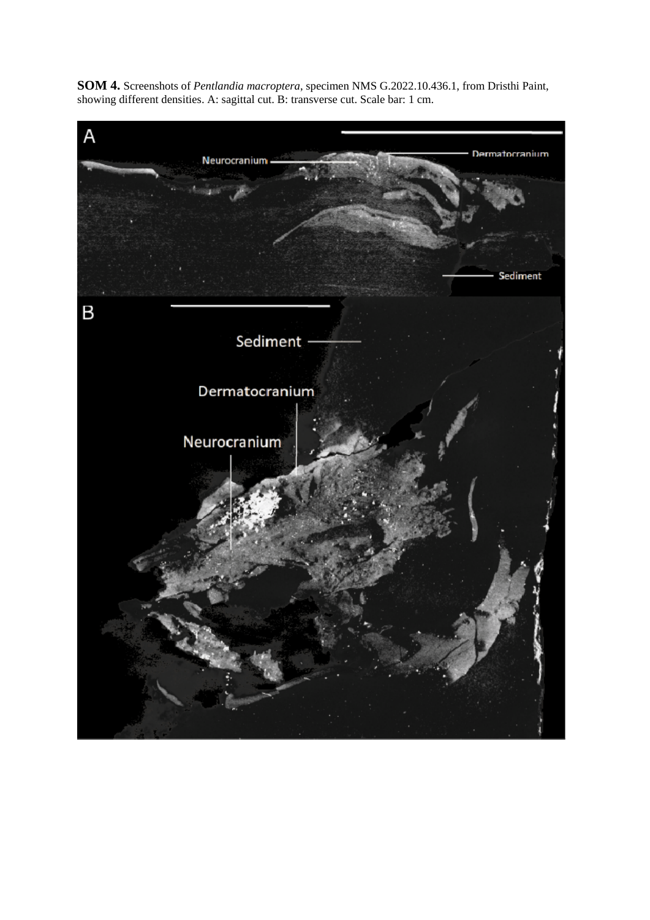**SOM 4.** Screenshots of *Pentlandia macroptera*, specimen NMS G.2022.10.436.1, from Dristhi Paint, showing different densities. A: sagittal cut. B: transverse cut. Scale bar: 1 cm.

A

Neurocranium

Dermatocranium

Sediment

B

Sediment

Dermatocranium

Neurocranium